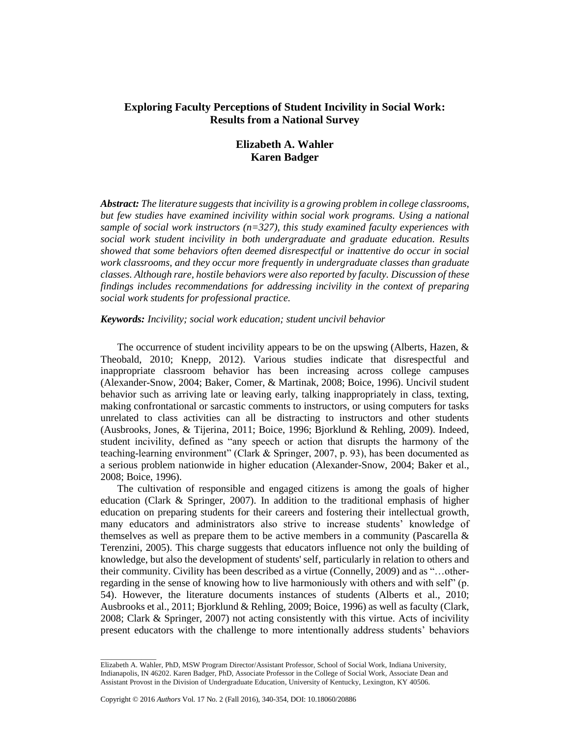# Exploring Faculty Perceptions of Student Incivility in Social Work: Results from a National Survey

**Elizabeth A. Wahler**
**Karen Badger**

***Abstract:*** *The literature suggests that incivility is a growing problem in college classrooms, but few studies have examined incivility within social work programs. Using a national sample of social work instructors (n=327), this study examined faculty experiences with social work student incivility in both undergraduate and graduate education. Results showed that some behaviors often deemed disrespectful or inattentive do occur in social work classrooms, and they occur more frequently in undergraduate classes than graduate classes. Although rare, hostile behaviors were also reported by faculty. Discussion of these findings includes recommendations for addressing incivility in the context of preparing social work students for professional practice.*

***Keywords:*** *Incivility; social work education; student uncivil behavior*

The occurrence of student incivility appears to be on the upswing (Alberts, Hazen, & Theobald, 2010; Knepp, 2012). Various studies indicate that disrespectful and inappropriate classroom behavior has been increasing across college campuses (Alexander-Snow, 2004; Baker, Comer, & Martinak, 2008; Boice, 1996). Uncivil student behavior such as arriving late or leaving early, talking inappropriately in class, texting, making confrontational or sarcastic comments to instructors, or using computers for tasks unrelated to class activities can all be distracting to instructors and other students (Ausbrooks, Jones, & Tijerina, 2011; Boice, 1996; Bjorklund & Rehling, 2009). Indeed, student incivility, defined as "any speech or action that disrupts the harmony of the teaching-learning environment" (Clark & Springer, 2007, p. 93), has been documented as a serious problem nationwide in higher education (Alexander-Snow, 2004; Baker et al., 2008; Boice, 1996).

The cultivation of responsible and engaged citizens is among the goals of higher education (Clark & Springer, 2007). In addition to the traditional emphasis of higher education on preparing students for their careers and fostering their intellectual growth, many educators and administrators also strive to increase students' knowledge of themselves as well as prepare them to be active members in a community (Pascarella & Terenzini, 2005). This charge suggests that educators influence not only the building of knowledge, but also the development of students' self, particularly in relation to others and their community. Civility has been described as a virtue (Connelly, 2009) and as "…other-regarding in the sense of knowing how to live harmoniously with others and with self" (p. 54). However, the literature documents instances of students (Alberts et al., 2010; Ausbrooks et al., 2011; Bjorklund & Rehling, 2009; Boice, 1996) as well as faculty (Clark, 2008; Clark & Springer, 2007) not acting consistently with this virtue. Acts of incivility present educators with the challenge to more intentionally address students' behaviors

---

Elizabeth A. Wahler, PhD, MSW Program Director/Assistant Professor, School of Social Work, Indiana University, Indianapolis, IN 46202. Karen Badger, PhD, Associate Professor in the College of Social Work, Associate Dean and Assistant Provost in the Division of Undergraduate Education, University of Kentucky, Lexington, KY 40506.

Copyright © 2016 *Authors* Vol. 17 No. 2 (Fall 2016), 340-354, DOI: 10.18060/20886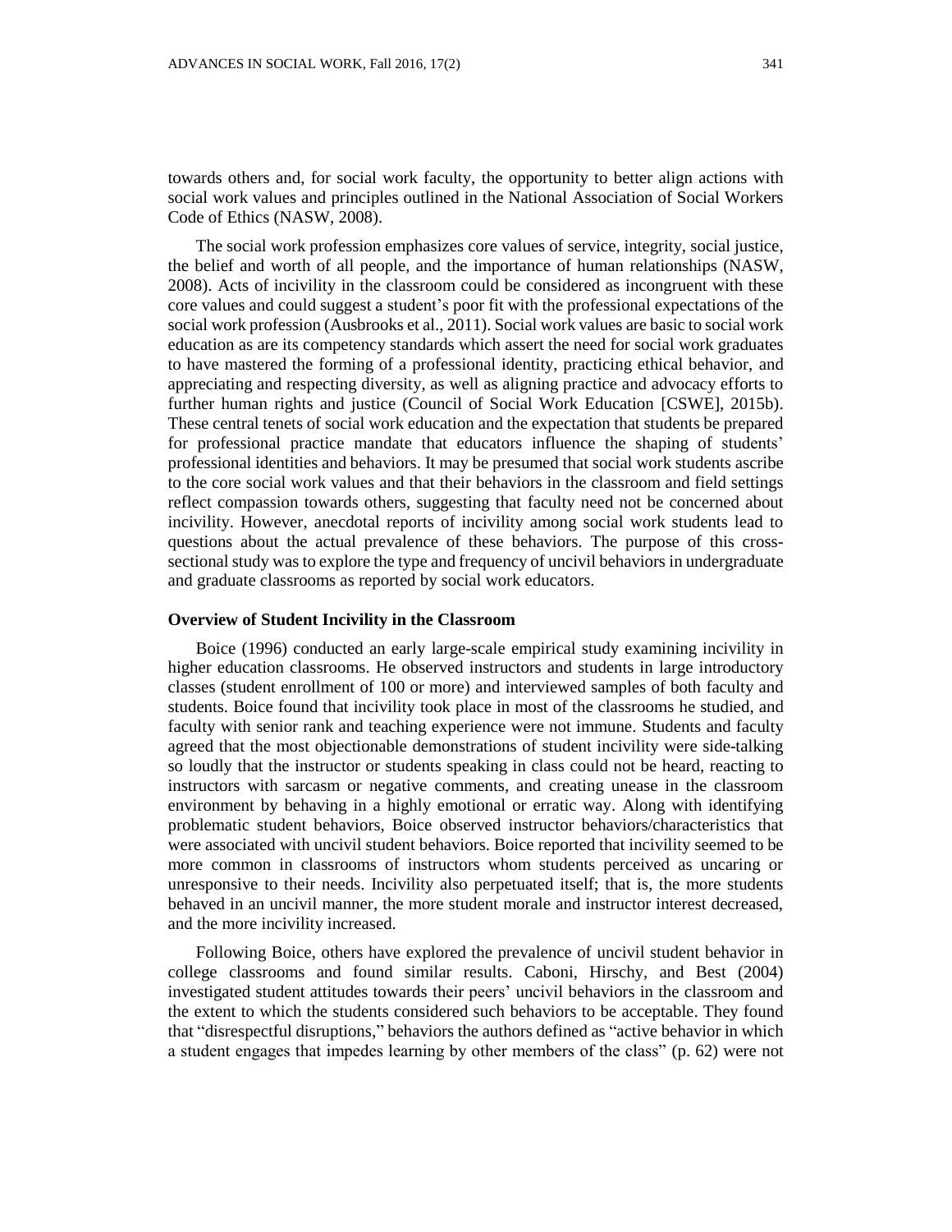towards others and, for social work faculty, the opportunity to better align actions with social work values and principles outlined in the National Association of Social Workers Code of Ethics (NASW, 2008).

The social work profession emphasizes core values of service, integrity, social justice, the belief and worth of all people, and the importance of human relationships (NASW, 2008). Acts of incivility in the classroom could be considered as incongruent with these core values and could suggest a student's poor fit with the professional expectations of the social work profession (Ausbrooks et al., 2011). Social work values are basic to social work education as are its competency standards which assert the need for social work graduates to have mastered the forming of a professional identity, practicing ethical behavior, and appreciating and respecting diversity, as well as aligning practice and advocacy efforts to further human rights and justice (Council of Social Work Education [CSWE], 2015b). These central tenets of social work education and the expectation that students be prepared for professional practice mandate that educators influence the shaping of students' professional identities and behaviors. It may be presumed that social work students ascribe to the core social work values and that their behaviors in the classroom and field settings reflect compassion towards others, suggesting that faculty need not be concerned about incivility. However, anecdotal reports of incivility among social work students lead to questions about the actual prevalence of these behaviors. The purpose of this cross-sectional study was to explore the type and frequency of uncivil behaviors in undergraduate and graduate classrooms as reported by social work educators.

## Overview of Student Incivility in the Classroom

Boice (1996) conducted an early large-scale empirical study examining incivility in higher education classrooms. He observed instructors and students in large introductory classes (student enrollment of 100 or more) and interviewed samples of both faculty and students. Boice found that incivility took place in most of the classrooms he studied, and faculty with senior rank and teaching experience were not immune. Students and faculty agreed that the most objectionable demonstrations of student incivility were side-talking so loudly that the instructor or students speaking in class could not be heard, reacting to instructors with sarcasm or negative comments, and creating unease in the classroom environment by behaving in a highly emotional or erratic way. Along with identifying problematic student behaviors, Boice observed instructor behaviors/characteristics that were associated with uncivil student behaviors. Boice reported that incivility seemed to be more common in classrooms of instructors whom students perceived as uncaring or unresponsive to their needs. Incivility also perpetuated itself; that is, the more students behaved in an uncivil manner, the more student morale and instructor interest decreased, and the more incivility increased.

Following Boice, others have explored the prevalence of uncivil student behavior in college classrooms and found similar results. Caboni, Hirschy, and Best (2004) investigated student attitudes towards their peers' uncivil behaviors in the classroom and the extent to which the students considered such behaviors to be acceptable. They found that "disrespectful disruptions," behaviors the authors defined as "active behavior in which a student engages that impedes learning by other members of the class" (p. 62) were not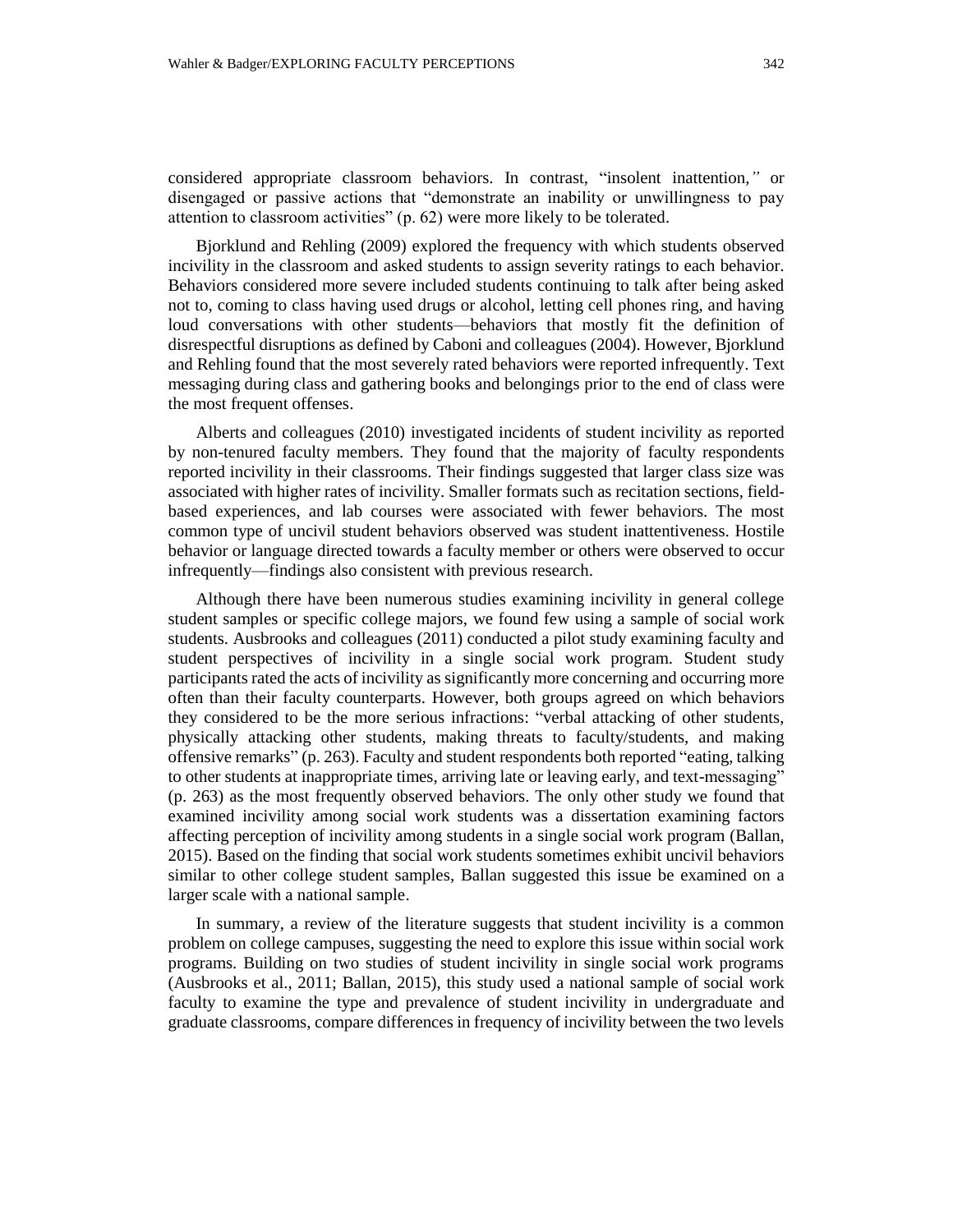considered appropriate classroom behaviors. In contrast, "insolent inattention," or disengaged or passive actions that "demonstrate an inability or unwillingness to pay attention to classroom activities" (p. 62) were more likely to be tolerated.

Bjorklund and Rehling (2009) explored the frequency with which students observed incivility in the classroom and asked students to assign severity ratings to each behavior. Behaviors considered more severe included students continuing to talk after being asked not to, coming to class having used drugs or alcohol, letting cell phones ring, and having loud conversations with other students—behaviors that mostly fit the definition of disrespectful disruptions as defined by Caboni and colleagues (2004). However, Bjorklund and Rehling found that the most severely rated behaviors were reported infrequently. Text messaging during class and gathering books and belongings prior to the end of class were the most frequent offenses.

Alberts and colleagues (2010) investigated incidents of student incivility as reported by non-tenured faculty members. They found that the majority of faculty respondents reported incivility in their classrooms. Their findings suggested that larger class size was associated with higher rates of incivility. Smaller formats such as recitation sections, field-based experiences, and lab courses were associated with fewer behaviors. The most common type of uncivil student behaviors observed was student inattentiveness. Hostile behavior or language directed towards a faculty member or others were observed to occur infrequently—findings also consistent with previous research.

Although there have been numerous studies examining incivility in general college student samples or specific college majors, we found few using a sample of social work students. Ausbrooks and colleagues (2011) conducted a pilot study examining faculty and student perspectives of incivility in a single social work program. Student study participants rated the acts of incivility as significantly more concerning and occurring more often than their faculty counterparts. However, both groups agreed on which behaviors they considered to be the more serious infractions: "verbal attacking of other students, physically attacking other students, making threats to faculty/students, and making offensive remarks" (p. 263). Faculty and student respondents both reported "eating, talking to other students at inappropriate times, arriving late or leaving early, and text-messaging" (p. 263) as the most frequently observed behaviors. The only other study we found that examined incivility among social work students was a dissertation examining factors affecting perception of incivility among students in a single social work program (Ballan, 2015). Based on the finding that social work students sometimes exhibit uncivil behaviors similar to other college student samples, Ballan suggested this issue be examined on a larger scale with a national sample.

In summary, a review of the literature suggests that student incivility is a common problem on college campuses, suggesting the need to explore this issue within social work programs. Building on two studies of student incivility in single social work programs (Ausbrooks et al., 2011; Ballan, 2015), this study used a national sample of social work faculty to examine the type and prevalence of student incivility in undergraduate and graduate classrooms, compare differences in frequency of incivility between the two levels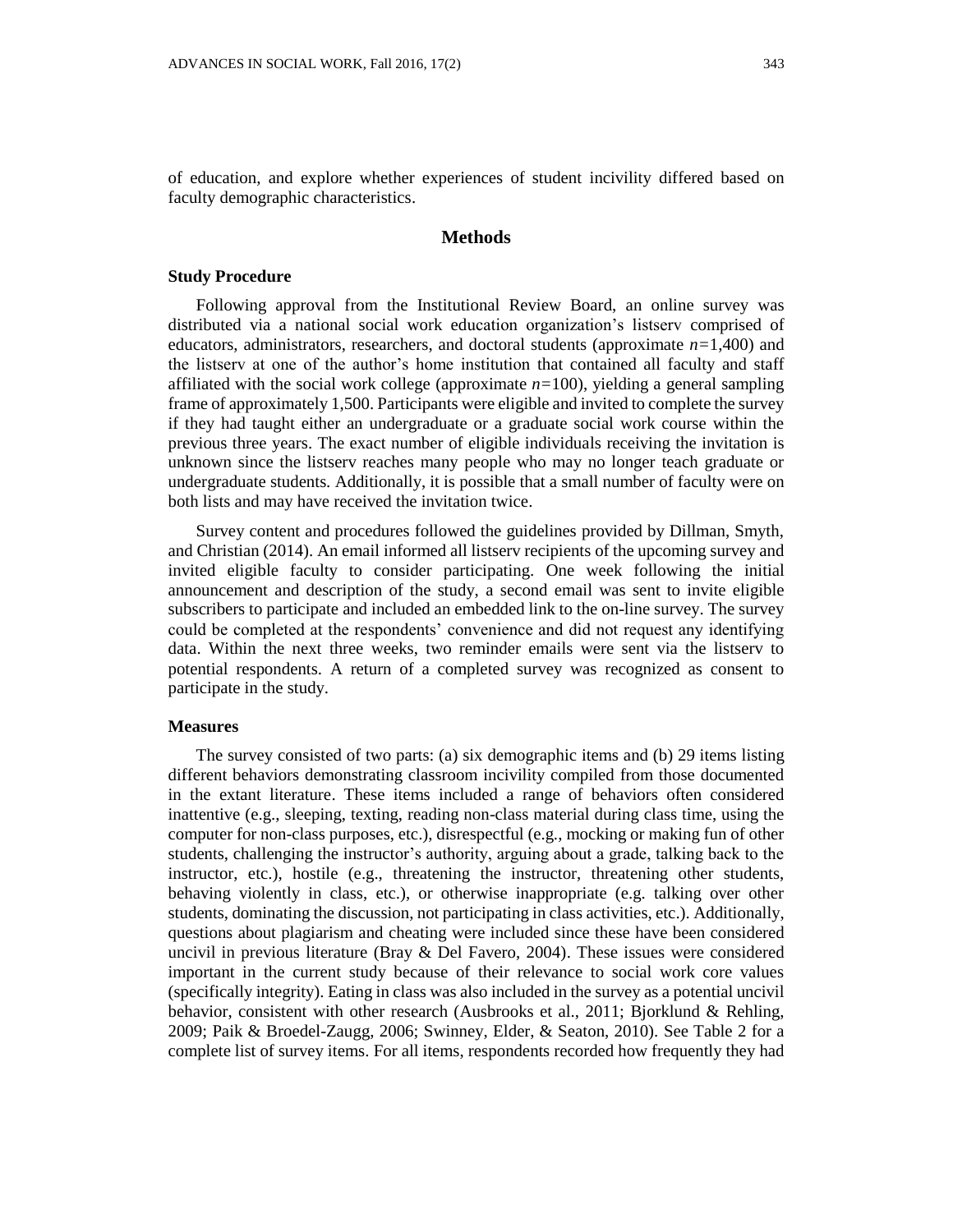of education, and explore whether experiences of student incivility differed based on faculty demographic characteristics.

## Methods

### Study Procedure

Following approval from the Institutional Review Board, an online survey was distributed via a national social work education organization's listserv comprised of educators, administrators, researchers, and doctoral students (approximate $n$=1,400) and the listserv at one of the author's home institution that contained all faculty and staff affiliated with the social work college (approximate $n$=100), yielding a general sampling frame of approximately 1,500. Participants were eligible and invited to complete the survey if they had taught either an undergraduate or a graduate social work course within the previous three years. The exact number of eligible individuals receiving the invitation is unknown since the listserv reaches many people who may no longer teach graduate or undergraduate students. Additionally, it is possible that a small number of faculty were on both lists and may have received the invitation twice.

Survey content and procedures followed the guidelines provided by Dillman, Smyth, and Christian (2014). An email informed all listserv recipients of the upcoming survey and invited eligible faculty to consider participating. One week following the initial announcement and description of the study, a second email was sent to invite eligible subscribers to participate and included an embedded link to the on-line survey. The survey could be completed at the respondents' convenience and did not request any identifying data. Within the next three weeks, two reminder emails were sent via the listserv to potential respondents. A return of a completed survey was recognized as consent to participate in the study.

### Measures

The survey consisted of two parts: (a) six demographic items and (b) 29 items listing different behaviors demonstrating classroom incivility compiled from those documented in the extant literature. These items included a range of behaviors often considered inattentive (e.g., sleeping, texting, reading non-class material during class time, using the computer for non-class purposes, etc.), disrespectful (e.g., mocking or making fun of other students, challenging the instructor's authority, arguing about a grade, talking back to the instructor, etc.), hostile (e.g., threatening the instructor, threatening other students, behaving violently in class, etc.), or otherwise inappropriate (e.g. talking over other students, dominating the discussion, not participating in class activities, etc.). Additionally, questions about plagiarism and cheating were included since these have been considered uncivil in previous literature (Bray & Del Favero, 2004). These issues were considered important in the current study because of their relevance to social work core values (specifically integrity). Eating in class was also included in the survey as a potential uncivil behavior, consistent with other research (Ausbrooks et al., 2011; Bjorklund & Rehling, 2009; Paik & Broedel-Zaugg, 2006; Swinney, Elder, & Seaton, 2010). See Table 2 for a complete list of survey items. For all items, respondents recorded how frequently they had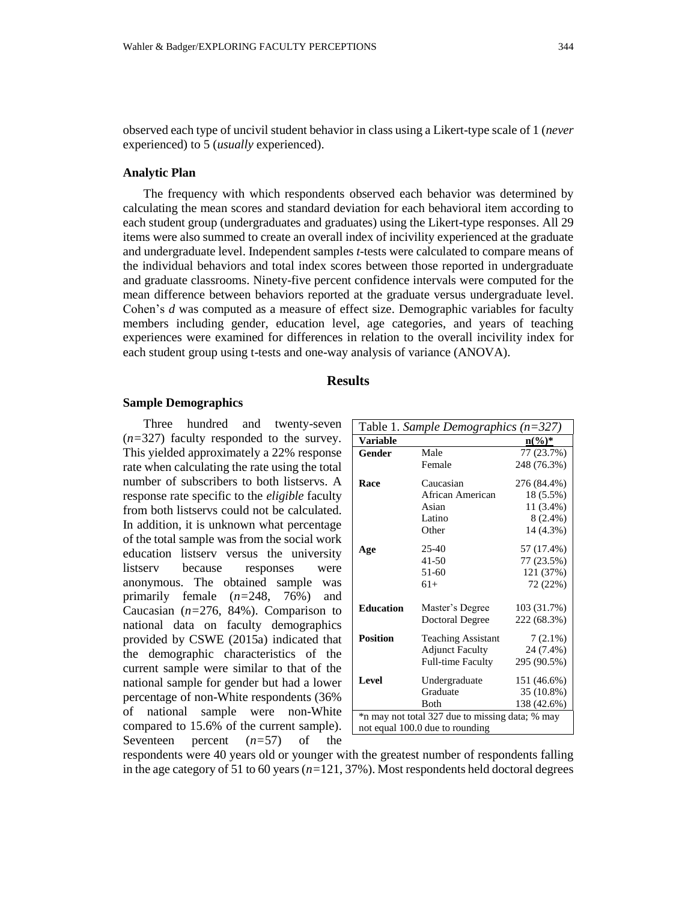observed each type of uncivil student behavior in class using a Likert-type scale of 1 (*never* experienced) to 5 (*usually* experienced).

### Analytic Plan

The frequency with which respondents observed each behavior was determined by calculating the mean scores and standard deviation for each behavioral item according to each student group (undergraduates and graduates) using the Likert-type responses. All 29 items were also summed to create an overall index of incivility experienced at the graduate and undergraduate level. Independent samples *t*-tests were calculated to compare means of the individual behaviors and total index scores between those reported in undergraduate and graduate classrooms. Ninety-five percent confidence intervals were computed for the mean difference between behaviors reported at the graduate versus undergraduate level. Cohen's *d* was computed as a measure of effect size. Demographic variables for faculty members including gender, education level, age categories, and years of teaching experiences were examined for differences in relation to the overall incivility index for each student group using t-tests and one-way analysis of variance (ANOVA).

## Results

### Sample Demographics

Three hundred and twenty-seven ($n$=327) faculty responded to the survey. This yielded approximately a 22% response rate when calculating the rate using the total number of subscribers to both listservs. A response rate specific to the *eligible* faculty from both listservs could not be calculated. In addition, it is unknown what percentage of the total sample was from the social work education listserv versus the university listserv because responses were anonymous. The obtained sample was primarily female ($n$=248, 76%) and Caucasian ($n$=276, 84%). Comparison to national data on faculty demographics provided by CSWE (2015a) indicated that the demographic characteristics of the current sample were similar to that of the national sample for gender but had a lower percentage of non-White respondents (36% of national sample were non-White compared to 15.6% of the current sample). Seventeen percent ($n$=57) of the respondents were 40 years old or younger with the greatest number of respondents falling in the age category of 51 to 60 years ($n$=121, 37%). Most respondents held doctoral degrees

Table 1. *Sample Demographics (n=327)*

| Variable | | n(%)* |
|---|---|---|
| **Gender** | Male | 77 (23.7%) |
| | Female | 248 (76.3%) |
| **Race** | Caucasian | 276 (84.4%) |
| | African American | 18 (5.5%) |
| | Asian | 11 (3.4%) |
| | Latino | 8 (2.4%) |
| | Other | 14 (4.3%) |
| **Age** | 25-40 | 57 (17.4%) |
| | 41-50 | 77 (23.5%) |
| | 51-60 | 121 (37%) |
| | 61+ | 72 (22%) |
| **Education** | Master's Degree | 103 (31.7%) |
| | Doctoral Degree | 222 (68.3%) |
| **Position** | Teaching Assistant | 7 (2.1%) |
| | Adjunct Faculty | 24 (7.4%) |
| | Full-time Faculty | 295 (90.5%) |
| **Level** | Undergraduate | 151 (46.6%) |
| | Graduate | 35 (10.8%) |
| | Both | 138 (42.6%) |

*n may not total 327 due to missing data; % may not equal 100.0 due to rounding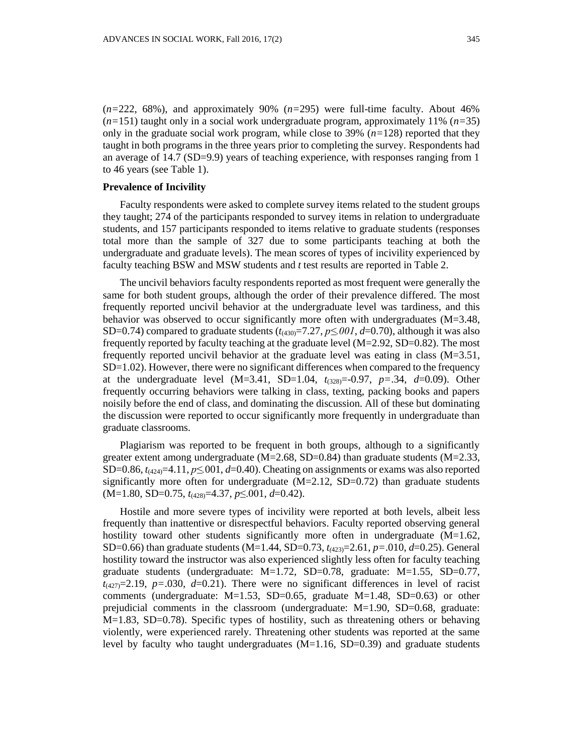($n$=222, 68%), and approximately 90% ($n$=295) were full-time faculty. About 46% ($n$=151) taught only in a social work undergraduate program, approximately 11% ($n$=35) only in the graduate social work program, while close to 39% ($n$=128) reported that they taught in both programs in the three years prior to completing the survey. Respondents had an average of 14.7 (SD=9.9) years of teaching experience, with responses ranging from 1 to 46 years (see Table 1).

### Prevalence of Incivility

Faculty respondents were asked to complete survey items related to the student groups they taught; 274 of the participants responded to survey items in relation to undergraduate students, and 157 participants responded to items relative to graduate students (responses total more than the sample of 327 due to some participants teaching at both the undergraduate and graduate levels). The mean scores of types of incivility experienced by faculty teaching BSW and MSW students and *t* test results are reported in Table 2.

The uncivil behaviors faculty respondents reported as most frequent were generally the same for both student groups, although the order of their prevalence differed. The most frequently reported uncivil behavior at the undergraduate level was tardiness, and this behavior was observed to occur significantly more often with undergraduates (M=3.48, SD=0.74) compared to graduate students ($t_{(430)}$=7.27, $p \leq .001$, $d$=0.70), although it was also frequently reported by faculty teaching at the graduate level (M=2.92, SD=0.82). The most frequently reported uncivil behavior at the graduate level was eating in class (M=3.51, SD=1.02). However, there were no significant differences when compared to the frequency at the undergraduate level (M=3.41, SD=1.04, $t_{(328)}$=-0.97, $p$=.34, $d$=0.09). Other frequently occurring behaviors were talking in class, texting, packing books and papers noisily before the end of class, and dominating the discussion. All of these but dominating the discussion were reported to occur significantly more frequently in undergraduate than graduate classrooms.

Plagiarism was reported to be frequent in both groups, although to a significantly greater extent among undergraduate (M=2.68, SD=0.84) than graduate students (M=2.33, SD=0.86, $t_{(424)}$=4.11, $p \leq$.001, $d$=0.40). Cheating on assignments or exams was also reported significantly more often for undergraduate (M=2.12, SD=0.72) than graduate students (M=1.80, SD=0.75, $t_{(428)}$=4.37, $p \leq$.001, $d$=0.42).

Hostile and more severe types of incivility were reported at both levels, albeit less frequently than inattentive or disrespectful behaviors. Faculty reported observing general hostility toward other students significantly more often in undergraduate (M=1.62, SD=0.66) than graduate students (M=1.44, SD=0.73, $t_{(423)}$=2.61, $p$=.010, $d$=0.25). General hostility toward the instructor was also experienced slightly less often for faculty teaching graduate students (undergraduate: M=1.72, SD=0.78, graduate: M=1.55, SD=0.77, $t_{(427)}$=2.19, $p$=.030, $d$=0.21). There were no significant differences in level of racist comments (undergraduate: M=1.53, SD=0.65, graduate M=1.48, SD=0.63) or other prejudicial comments in the classroom (undergraduate: M=1.90, SD=0.68, graduate: M=1.83, SD=0.78). Specific types of hostility, such as threatening others or behaving violently, were experienced rarely. Threatening other students was reported at the same level by faculty who taught undergraduates (M=1.16, SD=0.39) and graduate students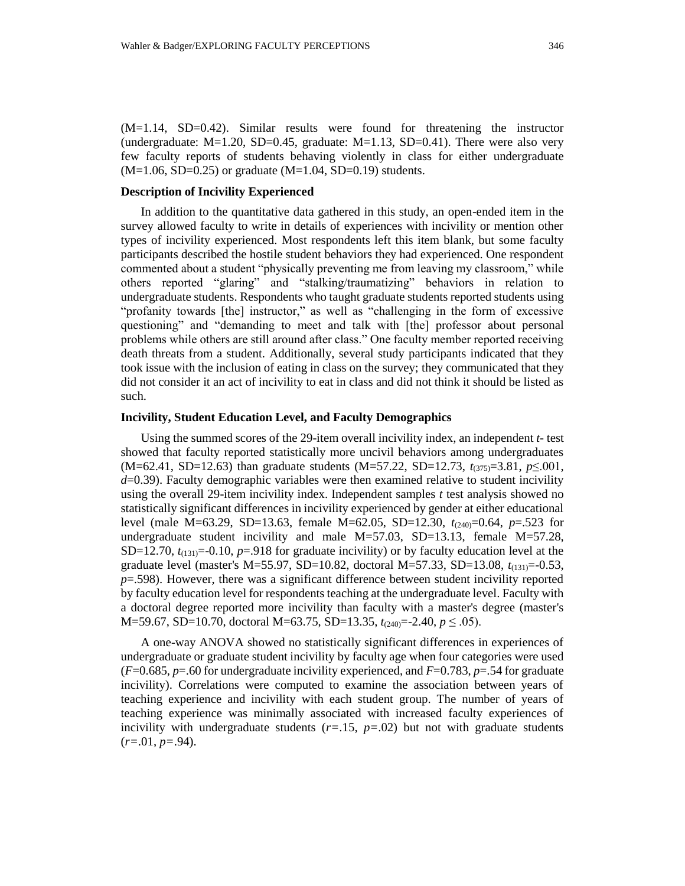(M=1.14, SD=0.42). Similar results were found for threatening the instructor (undergraduate: M=1.20, SD=0.45, graduate: M=1.13, SD=0.41). There were also very few faculty reports of students behaving violently in class for either undergraduate (M=1.06, SD=0.25) or graduate (M=1.04, SD=0.19) students.

### Description of Incivility Experienced

In addition to the quantitative data gathered in this study, an open-ended item in the survey allowed faculty to write in details of experiences with incivility or mention other types of incivility experienced. Most respondents left this item blank, but some faculty participants described the hostile student behaviors they had experienced. One respondent commented about a student "physically preventing me from leaving my classroom," while others reported "glaring" and "stalking/traumatizing" behaviors in relation to undergraduate students. Respondents who taught graduate students reported students using "profanity towards [the] instructor," as well as "challenging in the form of excessive questioning" and "demanding to meet and talk with [the] professor about personal problems while others are still around after class." One faculty member reported receiving death threats from a student. Additionally, several study participants indicated that they took issue with the inclusion of eating in class on the survey; they communicated that they did not consider it an act of incivility to eat in class and did not think it should be listed as such.

### Incivility, Student Education Level, and Faculty Demographics

Using the summed scores of the 29-item overall incivility index, an independent *t*- test showed that faculty reported statistically more uncivil behaviors among undergraduates (M=62.41, SD=12.63) than graduate students (M=57.22, SD=12.73, $t_{(375)}=3.81$, $p\leq.001$, $d=0.39$). Faculty demographic variables were then examined relative to student incivility using the overall 29-item incivility index. Independent samples *t* test analysis showed no statistically significant differences in incivility experienced by gender at either educational level (male M=63.29, SD=13.63, female M=62.05, SD=12.30, $t_{(240)}=0.64$, $p=.523$ for undergraduate student incivility and male M=57.03, SD=13.13, female M=57.28, SD=12.70, $t_{(131)}=-0.10$, $p=.918$ for graduate incivility) or by faculty education level at the graduate level (master's M=55.97, SD=10.82, doctoral M=57.33, SD=13.08, $t_{(131)}=-0.53$, $p=.598$). However, there was a significant difference between student incivility reported by faculty education level for respondents teaching at the undergraduate level. Faculty with a doctoral degree reported more incivility than faculty with a master's degree (master's M=59.67, SD=10.70, doctoral M=63.75, SD=13.35, $t_{(240)}=-2.40$, $p\leq.05$).

A one-way ANOVA showed no statistically significant differences in experiences of undergraduate or graduate student incivility by faculty age when four categories were used ($F=0.685$, $p=.60$ for undergraduate incivility experienced, and $F=0.783$, $p=.54$ for graduate incivility). Correlations were computed to examine the association between years of teaching experience and incivility with each student group. The number of years of teaching experience was minimally associated with increased faculty experiences of incivility with undergraduate students ($r=.15$, $p=.02$) but not with graduate students ($r=.01$, $p=.94$).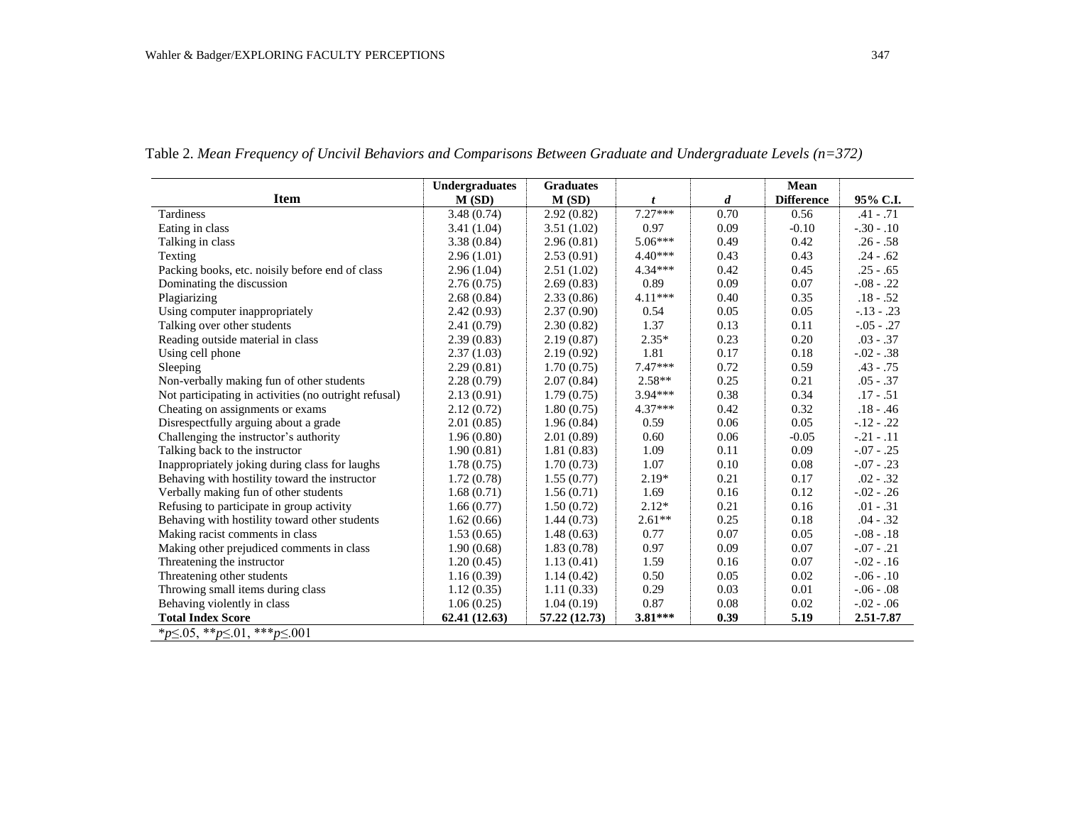Table 2. *Mean Frequency of Uncivil Behaviors and Comparisons Between Graduate and Undergraduate Levels (n=372)*

| Item | Undergraduates M (SD) | Graduates M (SD) | *t* | *d* | Mean Difference | 95% C.I. |
|---|---|---|---|---|---|---|
| Tardiness | 3.48 (0.74) | 2.92 (0.82) | 7.27*** | 0.70 | 0.56 | .41 - .71 |
| Eating in class | 3.41 (1.04) | 3.51 (1.02) | 0.97 | 0.09 | -0.10 | -.30 - .10 |
| Talking in class | 3.38 (0.84) | 2.96 (0.81) | 5.06*** | 0.49 | 0.42 | .26 - .58 |
| Texting | 2.96 (1.01) | 2.53 (0.91) | 4.40*** | 0.43 | 0.43 | .24 - .62 |
| Packing books, etc. noisily before end of class | 2.96 (1.04) | 2.51 (1.02) | 4.34*** | 0.42 | 0.45 | .25 - .65 |
| Dominating the discussion | 2.76 (0.75) | 2.69 (0.83) | 0.89 | 0.09 | 0.07 | -.08 - .22 |
| Plagiarizing | 2.68 (0.84) | 2.33 (0.86) | 4.11*** | 0.40 | 0.35 | .18 - .52 |
| Using computer inappropriately | 2.42 (0.93) | 2.37 (0.90) | 0.54 | 0.05 | 0.05 | -.13 - .23 |
| Talking over other students | 2.41 (0.79) | 2.30 (0.82) | 1.37 | 0.13 | 0.11 | -.05 - .27 |
| Reading outside material in class | 2.39 (0.83) | 2.19 (0.87) | 2.35* | 0.23 | 0.20 | .03 - .37 |
| Using cell phone | 2.37 (1.03) | 2.19 (0.92) | 1.81 | 0.17 | 0.18 | -.02 - .38 |
| Sleeping | 2.29 (0.81) | 1.70 (0.75) | 7.47*** | 0.72 | 0.59 | .43 - .75 |
| Non-verbally making fun of other students | 2.28 (0.79) | 2.07 (0.84) | 2.58** | 0.25 | 0.21 | .05 - .37 |
| Not participating in activities (no outright refusal) | 2.13 (0.91) | 1.79 (0.75) | 3.94*** | 0.38 | 0.34 | .17 - .51 |
| Cheating on assignments or exams | 2.12 (0.72) | 1.80 (0.75) | 4.37*** | 0.42 | 0.32 | .18 - .46 |
| Disrespectfully arguing about a grade | 2.01 (0.85) | 1.96 (0.84) | 0.59 | 0.06 | 0.05 | -.12 - .22 |
| Challenging the instructor's authority | 1.96 (0.80) | 2.01 (0.89) | 0.60 | 0.06 | -0.05 | -.21 - .11 |
| Talking back to the instructor | 1.90 (0.81) | 1.81 (0.83) | 1.09 | 0.11 | 0.09 | -.07 - .25 |
| Inappropriately joking during class for laughs | 1.78 (0.75) | 1.70 (0.73) | 1.07 | 0.10 | 0.08 | -.07 - .23 |
| Behaving with hostility toward the instructor | 1.72 (0.78) | 1.55 (0.77) | 2.19* | 0.21 | 0.17 | .02 - .32 |
| Verbally making fun of other students | 1.68 (0.71) | 1.56 (0.71) | 1.69 | 0.16 | 0.12 | -.02 - .26 |
| Refusing to participate in group activity | 1.66 (0.77) | 1.50 (0.72) | 2.12* | 0.21 | 0.16 | .01 - .31 |
| Behaving with hostility toward other students | 1.62 (0.66) | 1.44 (0.73) | 2.61** | 0.25 | 0.18 | .04 - .32 |
| Making racist comments in class | 1.53 (0.65) | 1.48 (0.63) | 0.77 | 0.07 | 0.05 | -.08 - .18 |
| Making other prejudiced comments in class | 1.90 (0.68) | 1.83 (0.78) | 0.97 | 0.09 | 0.07 | -.07 - .21 |
| Threatening the instructor | 1.20 (0.45) | 1.13 (0.41) | 1.59 | 0.16 | 0.07 | -.02 - .16 |
| Threatening other students | 1.16 (0.39) | 1.14 (0.42) | 0.50 | 0.05 | 0.02 | -.06 - .10 |
| Throwing small items during class | 1.12 (0.35) | 1.11 (0.33) | 0.29 | 0.03 | 0.01 | -.06 - .08 |
| Behaving violently in class | 1.06 (0.25) | 1.04 (0.19) | 0.87 | 0.08 | 0.02 | -.02 - .06 |
| **Total Index Score** | **62.41 (12.63)** | **57.22 (12.73)** | **3.81*****| **0.39** | **5.19** | **2.51-7.87** |

*$p \leq .05$, **$p \leq .01$, ***$p \leq .001$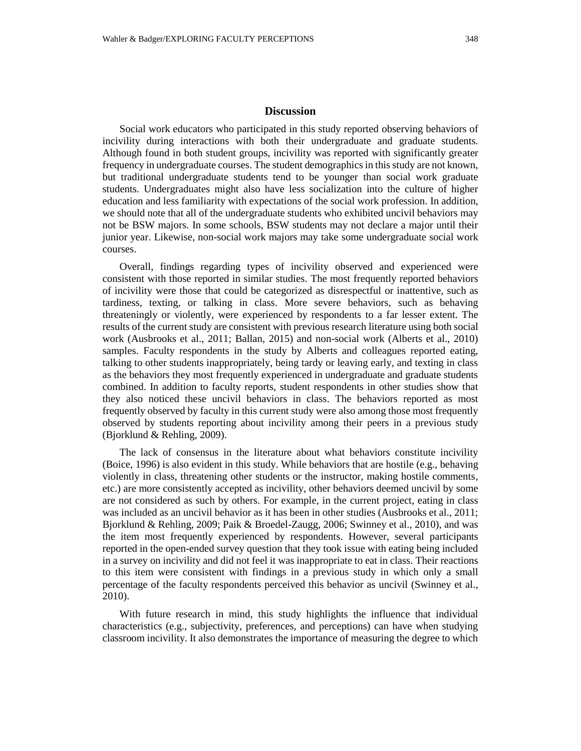## Discussion

Social work educators who participated in this study reported observing behaviors of incivility during interactions with both their undergraduate and graduate students. Although found in both student groups, incivility was reported with significantly greater frequency in undergraduate courses. The student demographics in this study are not known, but traditional undergraduate students tend to be younger than social work graduate students. Undergraduates might also have less socialization into the culture of higher education and less familiarity with expectations of the social work profession. In addition, we should note that all of the undergraduate students who exhibited uncivil behaviors may not be BSW majors. In some schools, BSW students may not declare a major until their junior year. Likewise, non-social work majors may take some undergraduate social work courses.

Overall, findings regarding types of incivility observed and experienced were consistent with those reported in similar studies. The most frequently reported behaviors of incivility were those that could be categorized as disrespectful or inattentive, such as tardiness, texting, or talking in class. More severe behaviors, such as behaving threateningly or violently, were experienced by respondents to a far lesser extent. The results of the current study are consistent with previous research literature using both social work (Ausbrooks et al., 2011; Ballan, 2015) and non-social work (Alberts et al., 2010) samples. Faculty respondents in the study by Alberts and colleagues reported eating, talking to other students inappropriately, being tardy or leaving early, and texting in class as the behaviors they most frequently experienced in undergraduate and graduate students combined. In addition to faculty reports, student respondents in other studies show that they also noticed these uncivil behaviors in class. The behaviors reported as most frequently observed by faculty in this current study were also among those most frequently observed by students reporting about incivility among their peers in a previous study (Bjorklund & Rehling, 2009).

The lack of consensus in the literature about what behaviors constitute incivility (Boice, 1996) is also evident in this study. While behaviors that are hostile (e.g., behaving violently in class, threatening other students or the instructor, making hostile comments, etc.) are more consistently accepted as incivility, other behaviors deemed uncivil by some are not considered as such by others. For example, in the current project, eating in class was included as an uncivil behavior as it has been in other studies (Ausbrooks et al., 2011; Bjorklund & Rehling, 2009; Paik & Broedel-Zaugg, 2006; Swinney et al., 2010), and was the item most frequently experienced by respondents. However, several participants reported in the open-ended survey question that they took issue with eating being included in a survey on incivility and did not feel it was inappropriate to eat in class. Their reactions to this item were consistent with findings in a previous study in which only a small percentage of the faculty respondents perceived this behavior as uncivil (Swinney et al., 2010).

With future research in mind, this study highlights the influence that individual characteristics (e.g., subjectivity, preferences, and perceptions) can have when studying classroom incivility. It also demonstrates the importance of measuring the degree to which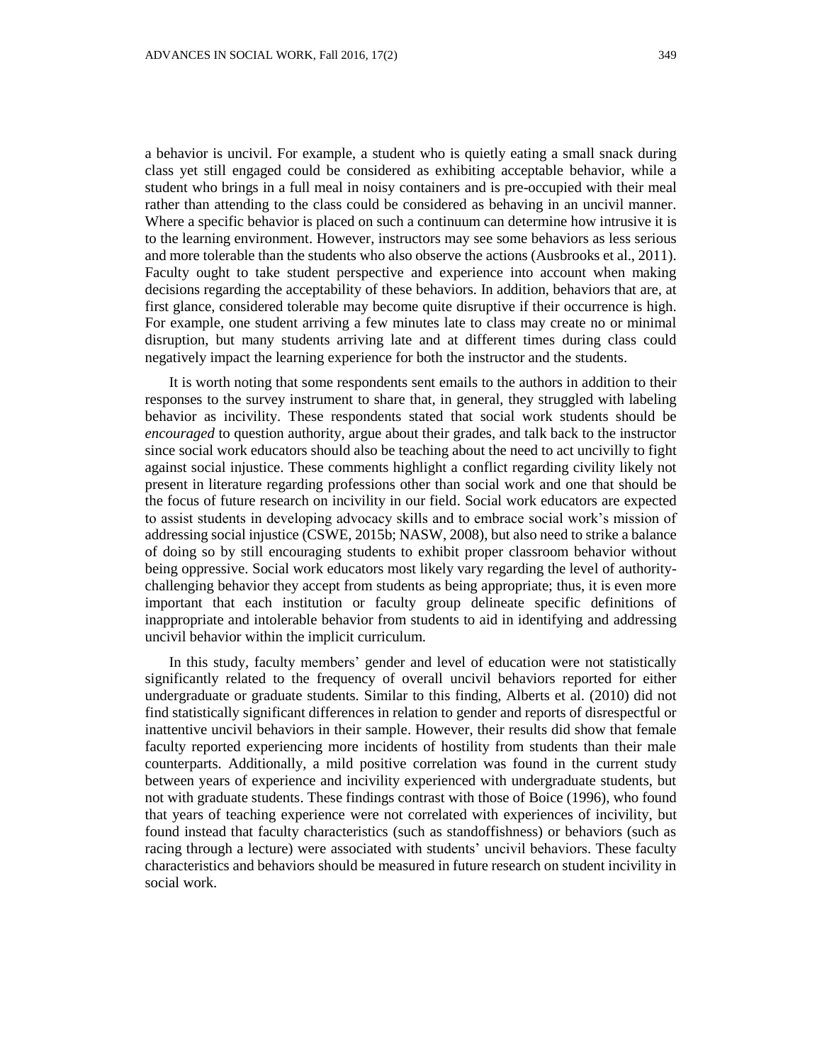a behavior is uncivil. For example, a student who is quietly eating a small snack during class yet still engaged could be considered as exhibiting acceptable behavior, while a student who brings in a full meal in noisy containers and is pre-occupied with their meal rather than attending to the class could be considered as behaving in an uncivil manner. Where a specific behavior is placed on such a continuum can determine how intrusive it is to the learning environment. However, instructors may see some behaviors as less serious and more tolerable than the students who also observe the actions (Ausbrooks et al., 2011). Faculty ought to take student perspective and experience into account when making decisions regarding the acceptability of these behaviors. In addition, behaviors that are, at first glance, considered tolerable may become quite disruptive if their occurrence is high. For example, one student arriving a few minutes late to class may create no or minimal disruption, but many students arriving late and at different times during class could negatively impact the learning experience for both the instructor and the students.

It is worth noting that some respondents sent emails to the authors in addition to their responses to the survey instrument to share that, in general, they struggled with labeling behavior as incivility. These respondents stated that social work students should be *encouraged* to question authority, argue about their grades, and talk back to the instructor since social work educators should also be teaching about the need to act uncivilly to fight against social injustice. These comments highlight a conflict regarding civility likely not present in literature regarding professions other than social work and one that should be the focus of future research on incivility in our field. Social work educators are expected to assist students in developing advocacy skills and to embrace social work's mission of addressing social injustice (CSWE, 2015b; NASW, 2008), but also need to strike a balance of doing so by still encouraging students to exhibit proper classroom behavior without being oppressive. Social work educators most likely vary regarding the level of authority-challenging behavior they accept from students as being appropriate; thus, it is even more important that each institution or faculty group delineate specific definitions of inappropriate and intolerable behavior from students to aid in identifying and addressing uncivil behavior within the implicit curriculum.

In this study, faculty members' gender and level of education were not statistically significantly related to the frequency of overall uncivil behaviors reported for either undergraduate or graduate students. Similar to this finding, Alberts et al. (2010) did not find statistically significant differences in relation to gender and reports of disrespectful or inattentive uncivil behaviors in their sample. However, their results did show that female faculty reported experiencing more incidents of hostility from students than their male counterparts. Additionally, a mild positive correlation was found in the current study between years of experience and incivility experienced with undergraduate students, but not with graduate students. These findings contrast with those of Boice (1996), who found that years of teaching experience were not correlated with experiences of incivility, but found instead that faculty characteristics (such as standoffishness) or behaviors (such as racing through a lecture) were associated with students' uncivil behaviors. These faculty characteristics and behaviors should be measured in future research on student incivility in social work.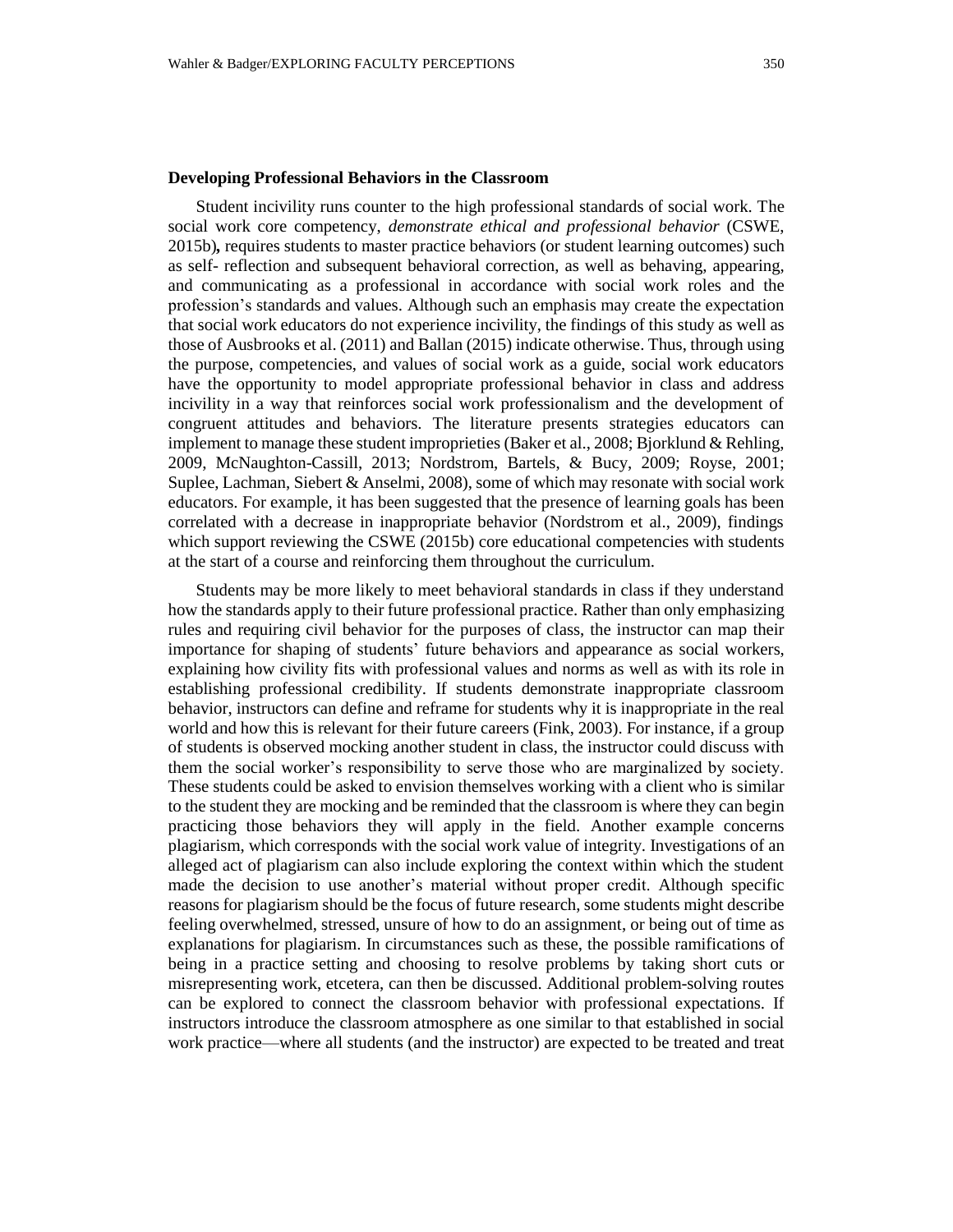**Developing Professional Behaviors in the Classroom**

Student incivility runs counter to the high professional standards of social work. The social work core competency, *demonstrate ethical and professional behavior* (CSWE, 2015b)**,** requires students to master practice behaviors (or student learning outcomes) such as self- reflection and subsequent behavioral correction, as well as behaving, appearing, and communicating as a professional in accordance with social work roles and the profession's standards and values. Although such an emphasis may create the expectation that social work educators do not experience incivility, the findings of this study as well as those of Ausbrooks et al. (2011) and Ballan (2015) indicate otherwise. Thus, through using the purpose, competencies, and values of social work as a guide, social work educators have the opportunity to model appropriate professional behavior in class and address incivility in a way that reinforces social work professionalism and the development of congruent attitudes and behaviors. The literature presents strategies educators can implement to manage these student improprieties (Baker et al., 2008; Bjorklund & Rehling, 2009, McNaughton-Cassill, 2013; Nordstrom, Bartels, & Bucy, 2009; Royse, 2001; Suplee, Lachman, Siebert & Anselmi, 2008), some of which may resonate with social work educators. For example, it has been suggested that the presence of learning goals has been correlated with a decrease in inappropriate behavior (Nordstrom et al., 2009), findings which support reviewing the CSWE (2015b) core educational competencies with students at the start of a course and reinforcing them throughout the curriculum.

Students may be more likely to meet behavioral standards in class if they understand how the standards apply to their future professional practice. Rather than only emphasizing rules and requiring civil behavior for the purposes of class, the instructor can map their importance for shaping of students' future behaviors and appearance as social workers, explaining how civility fits with professional values and norms as well as with its role in establishing professional credibility. If students demonstrate inappropriate classroom behavior, instructors can define and reframe for students why it is inappropriate in the real world and how this is relevant for their future careers (Fink, 2003). For instance, if a group of students is observed mocking another student in class, the instructor could discuss with them the social worker's responsibility to serve those who are marginalized by society. These students could be asked to envision themselves working with a client who is similar to the student they are mocking and be reminded that the classroom is where they can begin practicing those behaviors they will apply in the field. Another example concerns plagiarism, which corresponds with the social work value of integrity. Investigations of an alleged act of plagiarism can also include exploring the context within which the student made the decision to use another's material without proper credit. Although specific reasons for plagiarism should be the focus of future research, some students might describe feeling overwhelmed, stressed, unsure of how to do an assignment, or being out of time as explanations for plagiarism. In circumstances such as these, the possible ramifications of being in a practice setting and choosing to resolve problems by taking short cuts or misrepresenting work, etcetera, can then be discussed. Additional problem-solving routes can be explored to connect the classroom behavior with professional expectations. If instructors introduce the classroom atmosphere as one similar to that established in social work practice—where all students (and the instructor) are expected to be treated and treat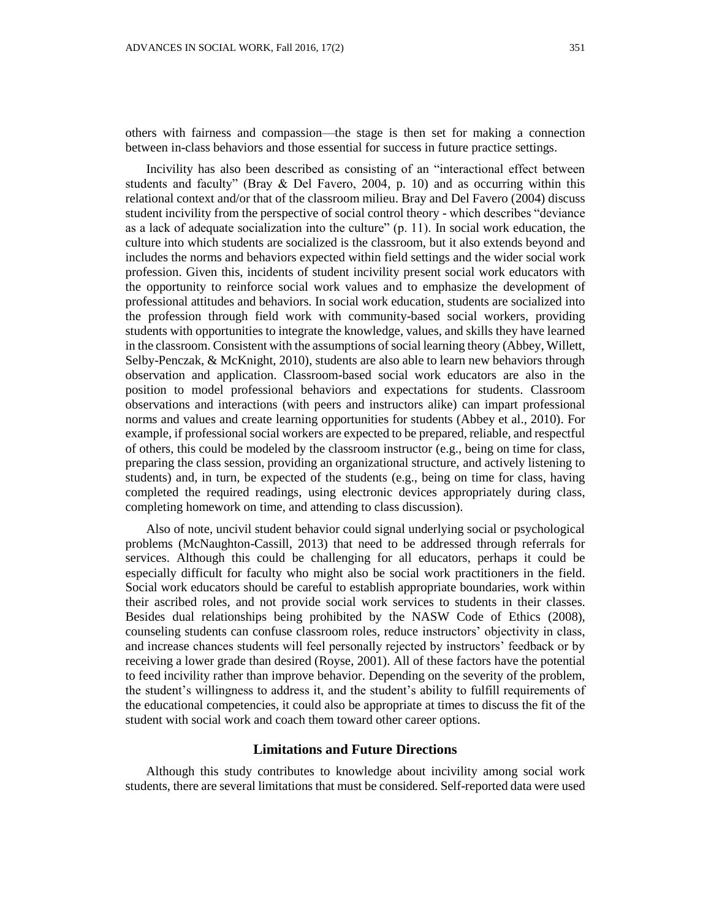others with fairness and compassion—the stage is then set for making a connection between in-class behaviors and those essential for success in future practice settings.

Incivility has also been described as consisting of an "interactional effect between students and faculty" (Bray & Del Favero, 2004, p. 10) and as occurring within this relational context and/or that of the classroom milieu. Bray and Del Favero (2004) discuss student incivility from the perspective of social control theory - which describes "deviance as a lack of adequate socialization into the culture" (p. 11). In social work education, the culture into which students are socialized is the classroom, but it also extends beyond and includes the norms and behaviors expected within field settings and the wider social work profession. Given this, incidents of student incivility present social work educators with the opportunity to reinforce social work values and to emphasize the development of professional attitudes and behaviors. In social work education, students are socialized into the profession through field work with community-based social workers, providing students with opportunities to integrate the knowledge, values, and skills they have learned in the classroom. Consistent with the assumptions of social learning theory (Abbey, Willett, Selby-Penczak, & McKnight, 2010), students are also able to learn new behaviors through observation and application. Classroom-based social work educators are also in the position to model professional behaviors and expectations for students. Classroom observations and interactions (with peers and instructors alike) can impart professional norms and values and create learning opportunities for students (Abbey et al., 2010). For example, if professional social workers are expected to be prepared, reliable, and respectful of others, this could be modeled by the classroom instructor (e.g., being on time for class, preparing the class session, providing an organizational structure, and actively listening to students) and, in turn, be expected of the students (e.g., being on time for class, having completed the required readings, using electronic devices appropriately during class, completing homework on time, and attending to class discussion).

Also of note, uncivil student behavior could signal underlying social or psychological problems (McNaughton-Cassill, 2013) that need to be addressed through referrals for services. Although this could be challenging for all educators, perhaps it could be especially difficult for faculty who might also be social work practitioners in the field. Social work educators should be careful to establish appropriate boundaries, work within their ascribed roles, and not provide social work services to students in their classes. Besides dual relationships being prohibited by the NASW Code of Ethics (2008), counseling students can confuse classroom roles, reduce instructors' objectivity in class, and increase chances students will feel personally rejected by instructors' feedback or by receiving a lower grade than desired (Royse, 2001). All of these factors have the potential to feed incivility rather than improve behavior. Depending on the severity of the problem, the student's willingness to address it, and the student's ability to fulfill requirements of the educational competencies, it could also be appropriate at times to discuss the fit of the student with social work and coach them toward other career options.

## Limitations and Future Directions

Although this study contributes to knowledge about incivility among social work students, there are several limitations that must be considered. Self-reported data were used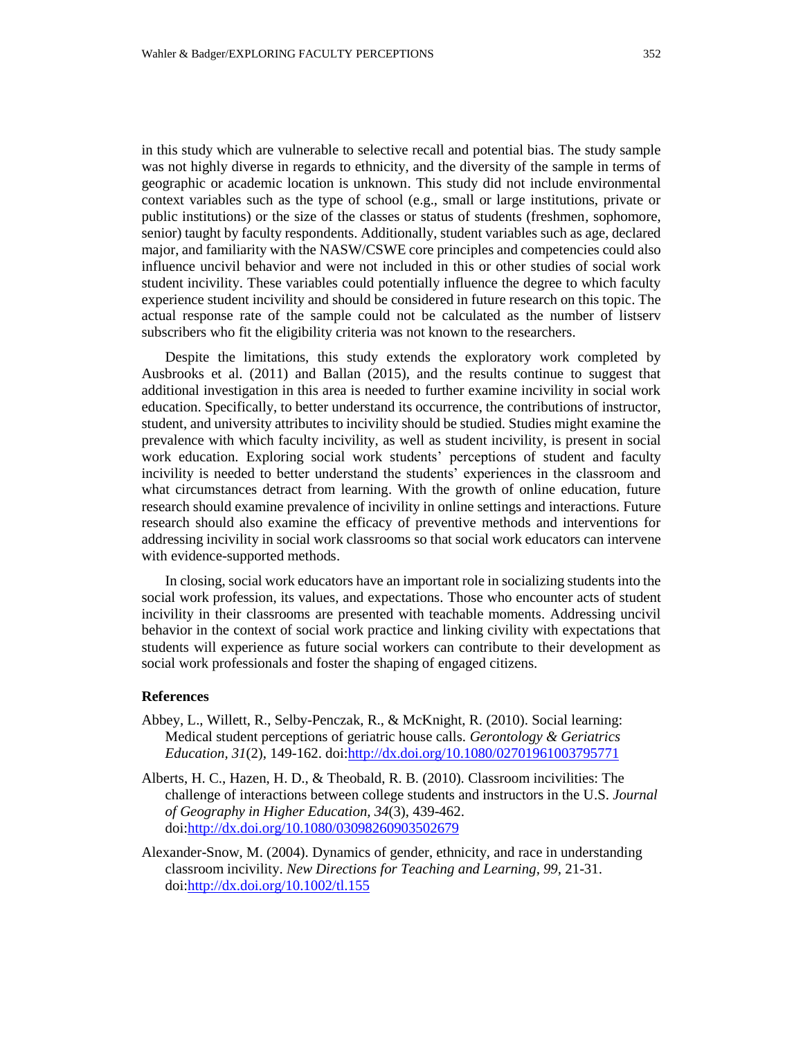in this study which are vulnerable to selective recall and potential bias. The study sample was not highly diverse in regards to ethnicity, and the diversity of the sample in terms of geographic or academic location is unknown. This study did not include environmental context variables such as the type of school (e.g., small or large institutions, private or public institutions) or the size of the classes or status of students (freshmen, sophomore, senior) taught by faculty respondents. Additionally, student variables such as age, declared major, and familiarity with the NASW/CSWE core principles and competencies could also influence uncivil behavior and were not included in this or other studies of social work student incivility. These variables could potentially influence the degree to which faculty experience student incivility and should be considered in future research on this topic. The actual response rate of the sample could not be calculated as the number of listserv subscribers who fit the eligibility criteria was not known to the researchers.

Despite the limitations, this study extends the exploratory work completed by Ausbrooks et al. (2011) and Ballan (2015), and the results continue to suggest that additional investigation in this area is needed to further examine incivility in social work education. Specifically, to better understand its occurrence, the contributions of instructor, student, and university attributes to incivility should be studied. Studies might examine the prevalence with which faculty incivility, as well as student incivility, is present in social work education. Exploring social work students' perceptions of student and faculty incivility is needed to better understand the students' experiences in the classroom and what circumstances detract from learning. With the growth of online education, future research should examine prevalence of incivility in online settings and interactions. Future research should also examine the efficacy of preventive methods and interventions for addressing incivility in social work classrooms so that social work educators can intervene with evidence-supported methods.

In closing, social work educators have an important role in socializing students into the social work profession, its values, and expectations. Those who encounter acts of student incivility in their classrooms are presented with teachable moments. Addressing uncivil behavior in the context of social work practice and linking civility with expectations that students will experience as future social workers can contribute to their development as social work professionals and foster the shaping of engaged citizens.

## References

Abbey, L., Willett, R., Selby-Penczak, R., & McKnight, R. (2010). Social learning: Medical student perceptions of geriatric house calls. *Gerontology & Geriatrics Education, 31*(2), 149-162. doi:http://dx.doi.org/10.1080/02701961003795771

Alberts, H. C., Hazen, H. D., & Theobald, R. B. (2010). Classroom incivilities: The challenge of interactions between college students and instructors in the U.S. *Journal of Geography in Higher Education, 34*(3), 439-462. doi:http://dx.doi.org/10.1080/03098260903502679

Alexander-Snow, M. (2004). Dynamics of gender, ethnicity, and race in understanding classroom incivility. *New Directions for Teaching and Learning, 99*, 21-31. doi:http://dx.doi.org/10.1002/tl.155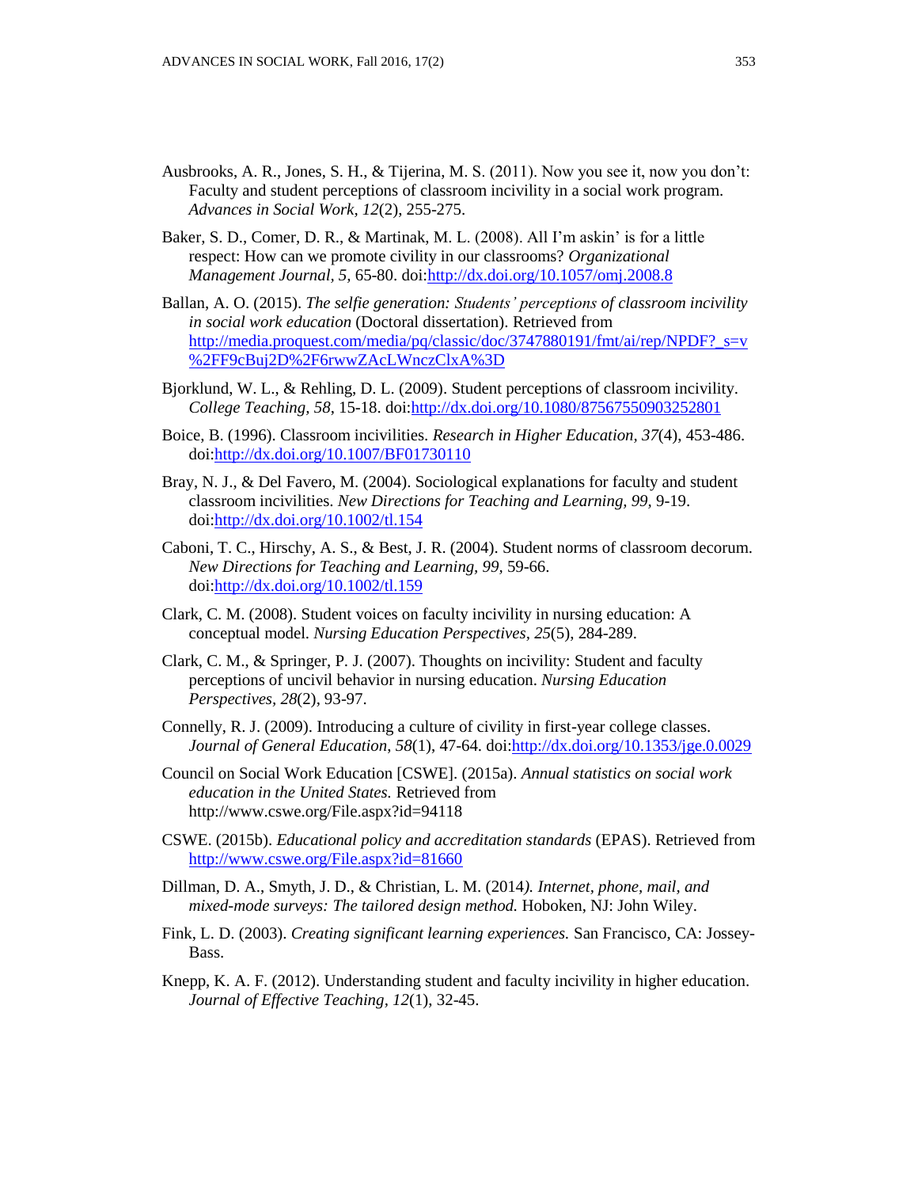Ausbrooks, A. R., Jones, S. H., & Tijerina, M. S. (2011). Now you see it, now you don't: Faculty and student perceptions of classroom incivility in a social work program. *Advances in Social Work*, *12*(2), 255-275.

Baker, S. D., Comer, D. R., & Martinak, M. L. (2008). All I'm askin' is for a little respect: How can we promote civility in our classrooms? *Organizational Management Journal*, *5,* 65-80. doi:http://dx.doi.org/10.1057/omj.2008.8

Ballan, A. O. (2015). *The selfie generation: Students' perceptions of classroom incivility in social work education* (Doctoral dissertation). Retrieved from http://media.proquest.com/media/pq/classic/doc/3747880191/fmt/ai/rep/NPDF?_s=v%2FF9cBuj2D%2F6rwwZAcLWnczClxA%3D

Bjorklund, W. L., & Rehling, D. L. (2009). Student perceptions of classroom incivility. *College Teaching, 58*, 15-18. doi:http://dx.doi.org/10.1080/87567550903252801

Boice, B. (1996). Classroom incivilities. *Research in Higher Education, 37*(4), 453-486. doi:http://dx.doi.org/10.1007/BF01730110

Bray, N. J., & Del Favero, M. (2004). Sociological explanations for faculty and student classroom incivilities. *New Directions for Teaching and Learning, 99*, 9-19. doi:http://dx.doi.org/10.1002/tl.154

Caboni, T. C., Hirschy, A. S., & Best, J. R. (2004). Student norms of classroom decorum. *New Directions for Teaching and Learning, 99*, 59-66. doi:http://dx.doi.org/10.1002/tl.159

Clark, C. M. (2008). Student voices on faculty incivility in nursing education: A conceptual model. *Nursing Education Perspectives*, *25*(5), 284-289.

Clark, C. M., & Springer, P. J. (2007). Thoughts on incivility: Student and faculty perceptions of uncivil behavior in nursing education. *Nursing Education Perspectives*, *28*(2), 93-97.

Connelly, R. J. (2009). Introducing a culture of civility in first-year college classes. *Journal of General Education*, *58*(1), 47-64. doi:http://dx.doi.org/10.1353/jge.0.0029

Council on Social Work Education [CSWE]. (2015a). *Annual statistics on social work education in the United States.* Retrieved from http://www.cswe.org/File.aspx?id=94118

CSWE. (2015b). *Educational policy and accreditation standards* (EPAS). Retrieved from http://www.cswe.org/File.aspx?id=81660

Dillman, D. A., Smyth, J. D., & Christian, L. M. (2014*). Internet, phone, mail, and mixed-mode surveys: The tailored design method.* Hoboken, NJ: John Wiley.

Fink, L. D. (2003). *Creating significant learning experiences.* San Francisco, CA: Jossey-Bass.

Knepp, K. A. F. (2012). Understanding student and faculty incivility in higher education. *Journal of Effective Teaching*, *12*(1), 32-45.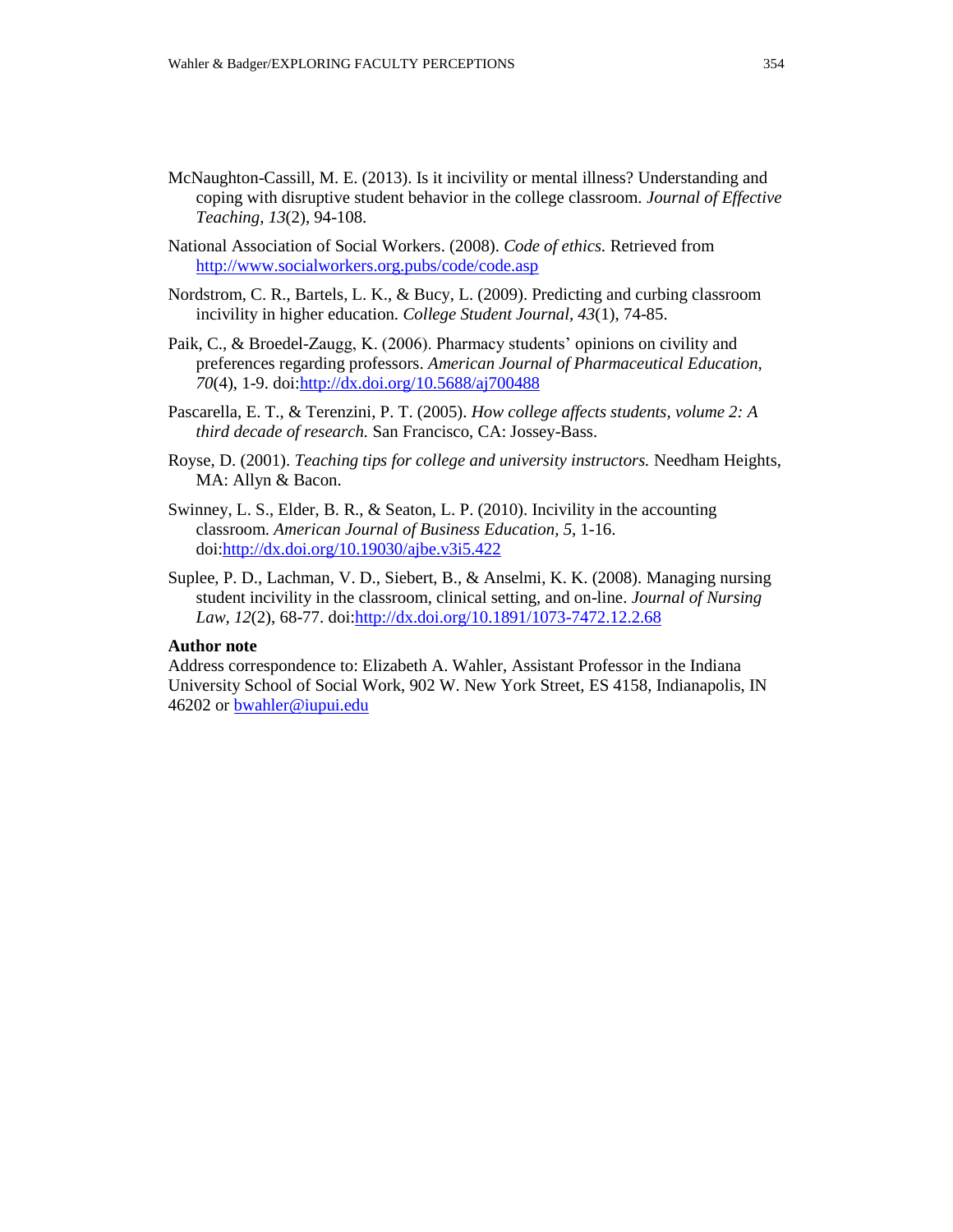McNaughton-Cassill, M. E. (2013). Is it incivility or mental illness? Understanding and coping with disruptive student behavior in the college classroom. *Journal of Effective Teaching, 13*(2), 94-108.

National Association of Social Workers. (2008). *Code of ethics.* Retrieved from http://www.socialworkers.org.pubs/code/code.asp

Nordstrom, C. R., Bartels, L. K., & Bucy, L. (2009). Predicting and curbing classroom incivility in higher education. *College Student Journal, 43*(1), 74-85.

Paik, C., & Broedel-Zaugg, K. (2006). Pharmacy students' opinions on civility and preferences regarding professors. *American Journal of Pharmaceutical Education, 70*(4), 1-9. doi:http://dx.doi.org/10.5688/aj700488

Pascarella, E. T., & Terenzini, P. T. (2005). *How college affects students, volume 2: A third decade of research.* San Francisco, CA: Jossey-Bass.

Royse, D. (2001). *Teaching tips for college and university instructors.* Needham Heights, MA: Allyn & Bacon.

Swinney, L. S., Elder, B. R., & Seaton, L. P. (2010). Incivility in the accounting classroom. *American Journal of Business Education, 5*, 1-16. doi:http://dx.doi.org/10.19030/ajbe.v3i5.422

Suplee, P. D., Lachman, V. D., Siebert, B., & Anselmi, K. K. (2008). Managing nursing student incivility in the classroom, clinical setting, and on-line. *Journal of Nursing Law, 12*(2), 68-77. doi:http://dx.doi.org/10.1891/1073-7472.12.2.68

**Author note**

Address correspondence to: Elizabeth A. Wahler, Assistant Professor in the Indiana University School of Social Work, 902 W. New York Street, ES 4158, Indianapolis, IN 46202 or bwahler@iupui.edu